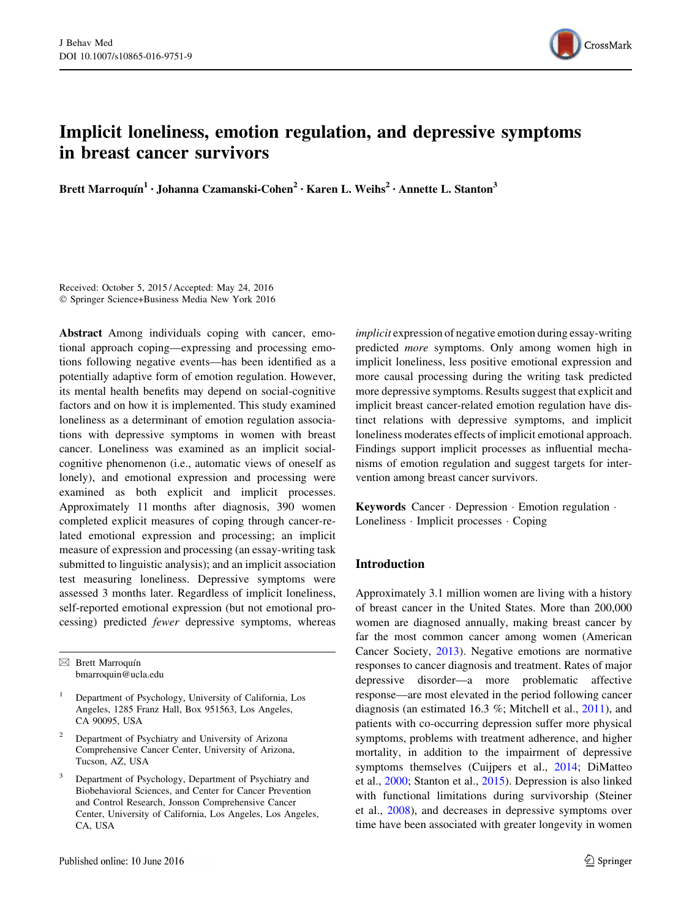# Implicit loneliness, emotion regulation, and depressive symptoms in breast cancer survivors

**Brett Marroquín[1] · Johanna Czamanski-Cohen[2] · Karen L. Weihs[2] · Annette L. Stanton[3]**

Received: October 5, 2015 / Accepted: May 24, 2016
© Springer Science+Business Media New York 2016

**Abstract** Among individuals coping with cancer, emotional approach coping—expressing and processing emotions following negative events—has been identified as a potentially adaptive form of emotion regulation. However, its mental health benefits may depend on social-cognitive factors and on how it is implemented. This study examined loneliness as a determinant of emotion regulation associations with depressive symptoms in women with breast cancer. Loneliness was examined as an implicit social-cognitive phenomenon (i.e., automatic views of oneself as lonely), and emotional expression and processing were examined as both explicit and implicit processes. Approximately 11 months after diagnosis, 390 women completed explicit measures of coping through cancer-related emotional expression and processing; an implicit measure of expression and processing (an essay-writing task submitted to linguistic analysis); and an implicit association test measuring loneliness. Depressive symptoms were assessed 3 months later. Regardless of implicit loneliness, self-reported emotional expression (but not emotional processing) predicted *fewer* depressive symptoms, whereas *implicit* expression of negative emotion during essay-writing predicted *more* symptoms. Only among women high in implicit loneliness, less positive emotional expression and more causal processing during the writing task predicted more depressive symptoms. Results suggest that explicit and implicit breast cancer-related emotion regulation have distinct relations with depressive symptoms, and implicit loneliness moderates effects of implicit emotional approach. Findings support implicit processes as influential mechanisms of emotion regulation and suggest targets for intervention among breast cancer survivors.

**Keywords** Cancer · Depression · Emotion regulation · Loneliness · Implicit processes · Coping

✉ Brett Marroquín
bmarroquin@ucla.edu

[1] Department of Psychology, University of California, Los Angeles, 1285 Franz Hall, Box 951563, Los Angeles, CA 90095, USA

[2] Department of Psychiatry and University of Arizona Comprehensive Cancer Center, University of Arizona, Tucson, AZ, USA

[3] Department of Psychology, Department of Psychiatry and Biobehavioral Sciences, and Center for Cancer Prevention and Control Research, Jonsson Comprehensive Cancer Center, University of California, Los Angeles, Los Angeles, CA, USA

## Introduction

Approximately 3.1 million women are living with a history of breast cancer in the United States. More than 200,000 women are diagnosed annually, making breast cancer by far the most common cancer among women (American Cancer Society, 2013). Negative emotions are normative responses to cancer diagnosis and treatment. Rates of major depressive disorder—a more problematic affective response—are most elevated in the period following cancer diagnosis (an estimated 16.3 %; Mitchell et al., 2011), and patients with co-occurring depression suffer more physical symptoms, problems with treatment adherence, and higher mortality, in addition to the impairment of depressive symptoms themselves (Cuijpers et al., 2014; DiMatteo et al., 2000; Stanton et al., 2015). Depression is also linked with functional limitations during survivorship (Steiner et al., 2008), and decreases in depressive symptoms over time have been associated with greater longevity in women

Published online: 10 June 2016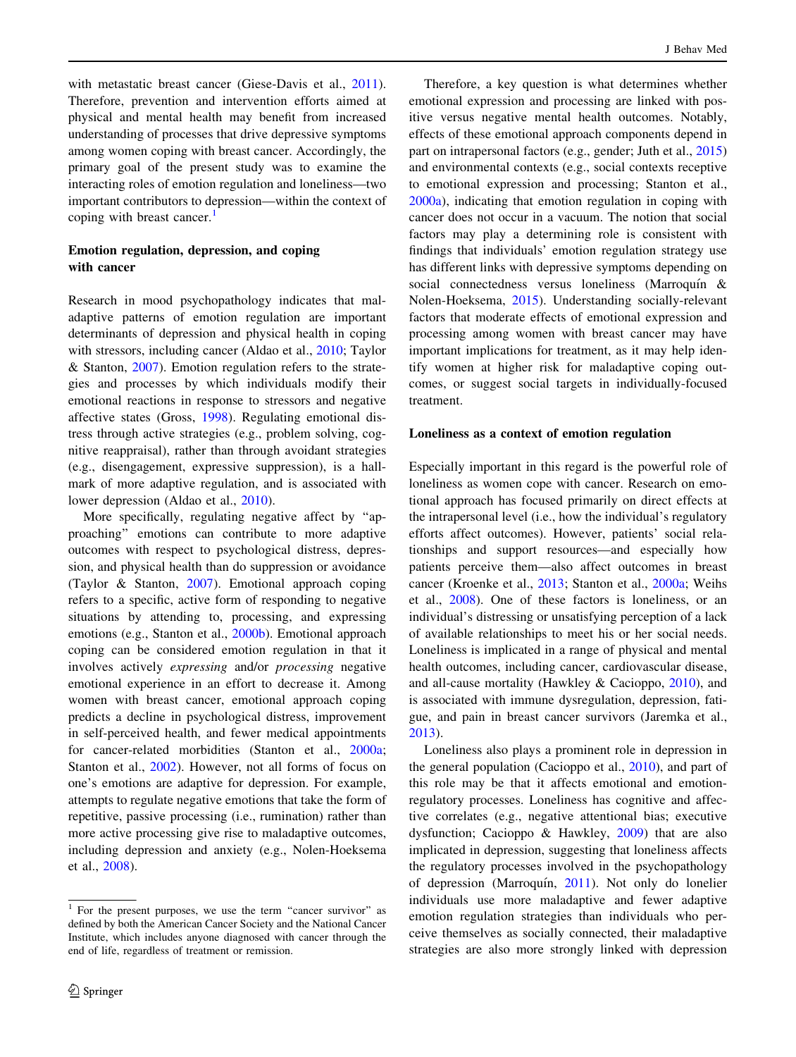with metastatic breast cancer (Giese-Davis et al., 2011). Therefore, prevention and intervention efforts aimed at physical and mental health may benefit from increased understanding of processes that drive depressive symptoms among women coping with breast cancer. Accordingly, the primary goal of the present study was to examine the interacting roles of emotion regulation and loneliness—two important contributors to depression—within the context of coping with breast cancer.[1]

### Emotion regulation, depression, and coping with cancer

Research in mood psychopathology indicates that maladaptive patterns of emotion regulation are important determinants of depression and physical health in coping with stressors, including cancer (Aldao et al., 2010; Taylor & Stanton, 2007). Emotion regulation refers to the strategies and processes by which individuals modify their emotional reactions in response to stressors and negative affective states (Gross, 1998). Regulating emotional distress through active strategies (e.g., problem solving, cognitive reappraisal), rather than through avoidant strategies (e.g., disengagement, expressive suppression), is a hallmark of more adaptive regulation, and is associated with lower depression (Aldao et al., 2010).

More specifically, regulating negative affect by "approaching" emotions can contribute to more adaptive outcomes with respect to psychological distress, depression, and physical health than do suppression or avoidance (Taylor & Stanton, 2007). Emotional approach coping refers to a specific, active form of responding to negative situations by attending to, processing, and expressing emotions (e.g., Stanton et al., 2000b). Emotional approach coping can be considered emotion regulation in that it involves actively *expressing* and/or *processing* negative emotional experience in an effort to decrease it. Among women with breast cancer, emotional approach coping predicts a decline in psychological distress, improvement in self-perceived health, and fewer medical appointments for cancer-related morbidities (Stanton et al., 2000a; Stanton et al., 2002). However, not all forms of focus on one's emotions are adaptive for depression. For example, attempts to regulate negative emotions that take the form of repetitive, passive processing (i.e., rumination) rather than more active processing give rise to maladaptive outcomes, including depression and anxiety (e.g., Nolen-Hoeksema et al., 2008).

Therefore, a key question is what determines whether emotional expression and processing are linked with positive versus negative mental health outcomes. Notably, effects of these emotional approach components depend in part on intrapersonal factors (e.g., gender; Juth et al., 2015) and environmental contexts (e.g., social contexts receptive to emotional expression and processing; Stanton et al., 2000a), indicating that emotion regulation in coping with cancer does not occur in a vacuum. The notion that social factors may play a determining role is consistent with findings that individuals' emotion regulation strategy use has different links with depressive symptoms depending on social connectedness versus loneliness (Marroquín & Nolen-Hoeksema, 2015). Understanding socially-relevant factors that moderate effects of emotional expression and processing among women with breast cancer may have important implications for treatment, as it may help identify women at higher risk for maladaptive coping outcomes, or suggest social targets in individually-focused treatment.

### Loneliness as a context of emotion regulation

Especially important in this regard is the powerful role of loneliness as women cope with cancer. Research on emotional approach has focused primarily on direct effects at the intrapersonal level (i.e., how the individual's regulatory efforts affect outcomes). However, patients' social relationships and support resources—and especially how patients perceive them—also affect outcomes in breast cancer (Kroenke et al., 2013; Stanton et al., 2000a; Weihs et al., 2008). One of these factors is loneliness, or an individual's distressing or unsatisfying perception of a lack of available relationships to meet his or her social needs. Loneliness is implicated in a range of physical and mental health outcomes, including cancer, cardiovascular disease, and all-cause mortality (Hawkley & Cacioppo, 2010), and is associated with immune dysregulation, depression, fatigue, and pain in breast cancer survivors (Jaremka et al., 2013).

Loneliness also plays a prominent role in depression in the general population (Cacioppo et al., 2010), and part of this role may be that it affects emotional and emotion-regulatory processes. Loneliness has cognitive and affective correlates (e.g., negative attentional bias; executive dysfunction; Cacioppo & Hawkley, 2009) that are also implicated in depression, suggesting that loneliness affects the regulatory processes involved in the psychopathology of depression (Marroquín, 2011). Not only do lonelier individuals use more maladaptive and fewer adaptive emotion regulation strategies than individuals who perceive themselves as socially connected, their maladaptive strategies are also more strongly linked with depression

[1] For the present purposes, we use the term "cancer survivor" as defined by both the American Cancer Society and the National Cancer Institute, which includes anyone diagnosed with cancer through the end of life, regardless of treatment or remission.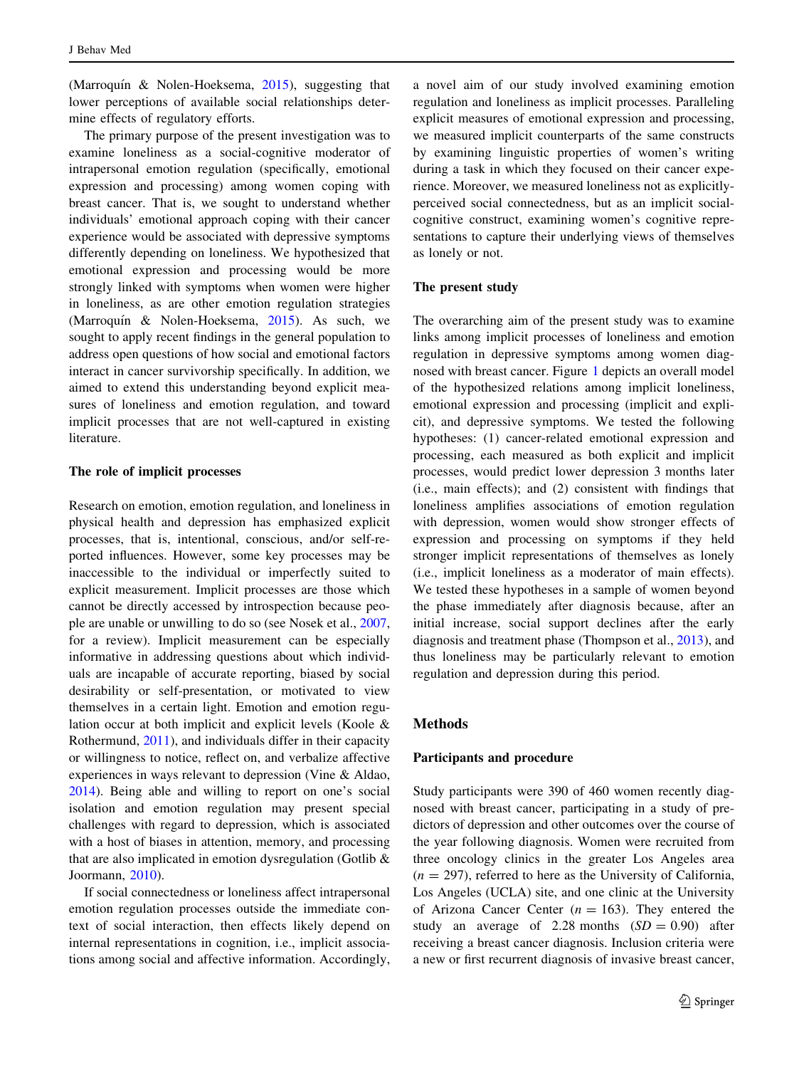(Marroquín & Nolen-Hoeksema, 2015), suggesting that lower perceptions of available social relationships determine effects of regulatory efforts.

The primary purpose of the present investigation was to examine loneliness as a social-cognitive moderator of intrapersonal emotion regulation (specifically, emotional expression and processing) among women coping with breast cancer. That is, we sought to understand whether individuals' emotional approach coping with their cancer experience would be associated with depressive symptoms differently depending on loneliness. We hypothesized that emotional expression and processing would be more strongly linked with symptoms when women were higher in loneliness, as are other emotion regulation strategies (Marroquín & Nolen-Hoeksema, 2015). As such, we sought to apply recent findings in the general population to address open questions of how social and emotional factors interact in cancer survivorship specifically. In addition, we aimed to extend this understanding beyond explicit measures of loneliness and emotion regulation, and toward implicit processes that are not well-captured in existing literature.

### The role of implicit processes

Research on emotion, emotion regulation, and loneliness in physical health and depression has emphasized explicit processes, that is, intentional, conscious, and/or self-reported influences. However, some key processes may be inaccessible to the individual or imperfectly suited to explicit measurement. Implicit processes are those which cannot be directly accessed by introspection because people are unable or unwilling to do so (see Nosek et al., 2007, for a review). Implicit measurement can be especially informative in addressing questions about which individuals are incapable of accurate reporting, biased by social desirability or self-presentation, or motivated to view themselves in a certain light. Emotion and emotion regulation occur at both implicit and explicit levels (Koole & Rothermund, 2011), and individuals differ in their capacity or willingness to notice, reflect on, and verbalize affective experiences in ways relevant to depression (Vine & Aldao, 2014). Being able and willing to report on one's social isolation and emotion regulation may present special challenges with regard to depression, which is associated with a host of biases in attention, memory, and processing that are also implicated in emotion dysregulation (Gotlib & Joormann, 2010).

If social connectedness or loneliness affect intrapersonal emotion regulation processes outside the immediate context of social interaction, then effects likely depend on internal representations in cognition, i.e., implicit associations among social and affective information. Accordingly, a novel aim of our study involved examining emotion regulation and loneliness as implicit processes. Paralleling explicit measures of emotional expression and processing, we measured implicit counterparts of the same constructs by examining linguistic properties of women's writing during a task in which they focused on their cancer experience. Moreover, we measured loneliness not as explicitly-perceived social connectedness, but as an implicit social-cognitive construct, examining women's cognitive representations to capture their underlying views of themselves as lonely or not.

### The present study

The overarching aim of the present study was to examine links among implicit processes of loneliness and emotion regulation in depressive symptoms among women diagnosed with breast cancer. Figure 1 depicts an overall model of the hypothesized relations among implicit loneliness, emotional expression and processing (implicit and explicit), and depressive symptoms. We tested the following hypotheses: (1) cancer-related emotional expression and processing, each measured as both explicit and implicit processes, would predict lower depression 3 months later (i.e., main effects); and (2) consistent with findings that loneliness amplifies associations of emotion regulation with depression, women would show stronger effects of expression and processing on symptoms if they held stronger implicit representations of themselves as lonely (i.e., implicit loneliness as a moderator of main effects). We tested these hypotheses in a sample of women beyond the phase immediately after diagnosis because, after an initial increase, social support declines after the early diagnosis and treatment phase (Thompson et al., 2013), and thus loneliness may be particularly relevant to emotion regulation and depression during this period.

## Methods

### Participants and procedure

Study participants were 390 of 460 women recently diagnosed with breast cancer, participating in a study of predictors of depression and other outcomes over the course of the year following diagnosis. Women were recruited from three oncology clinics in the greater Los Angeles area ($n = 297$), referred to here as the University of California, Los Angeles (UCLA) site, and one clinic at the University of Arizona Cancer Center ($n = 163$). They entered the study an average of 2.28 months ($SD = 0.90$) after receiving a breast cancer diagnosis. Inclusion criteria were a new or first recurrent diagnosis of invasive breast cancer,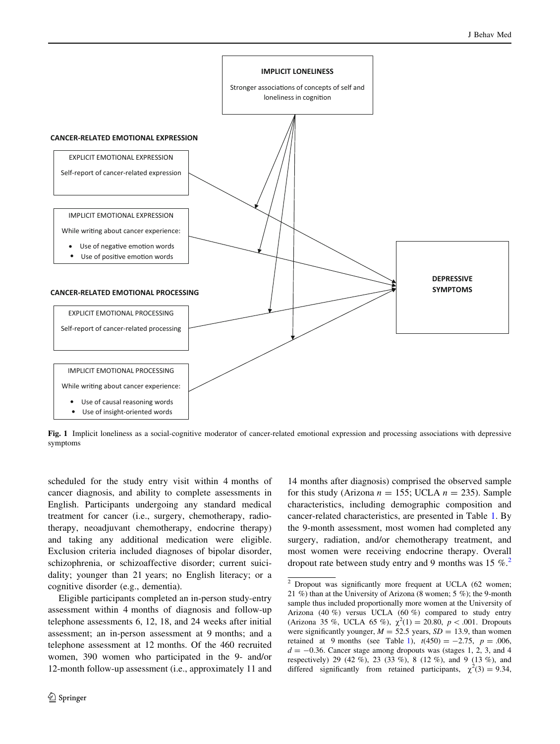IMPLICIT LONELINESS

Stronger associations of concepts of self and loneliness in cognition

CANCER-RELATED EMOTIONAL EXPRESSION

EXPLICIT EMOTIONAL EXPRESSION

Self-report of cancer-related expression

IMPLICIT EMOTIONAL EXPRESSION

While writing about cancer experience:

- Use of negative emotion words
- Use of positive emotion words

CANCER-RELATED EMOTIONAL PROCESSING

EXPLICIT EMOTIONAL PROCESSING

Self-report of cancer-related processing

IMPLICIT EMOTIONAL PROCESSING

While writing about cancer experience:

- Use of causal reasoning words
- Use of insight-oriented words

DEPRESSIVE SYMPTOMS

**Fig. 1** Implicit loneliness as a social-cognitive moderator of cancer-related emotional expression and processing associations with depressive symptoms

scheduled for the study entry visit within 4 months of cancer diagnosis, and ability to complete assessments in English. Participants undergoing any standard medical treatment for cancer (i.e., surgery, chemotherapy, radiotherapy, neoadjuvant chemotherapy, endocrine therapy) and taking any additional medication were eligible. Exclusion criteria included diagnoses of bipolar disorder, schizophrenia, or schizoaffective disorder; current suicidality; younger than 21 years; no English literacy; or a cognitive disorder (e.g., dementia).

Eligible participants completed an in-person study-entry assessment within 4 months of diagnosis and follow-up telephone assessments 6, 12, 18, and 24 weeks after initial assessment; an in-person assessment at 9 months; and a telephone assessment at 12 months. Of the 460 recruited women, 390 women who participated in the 9- and/or 12-month follow-up assessment (i.e., approximately 11 and 14 months after diagnosis) comprised the observed sample for this study (Arizona $n = 155$; UCLA $n = 235$). Sample characteristics, including demographic composition and cancer-related characteristics, are presented in Table 1. By the 9-month assessment, most women had completed any surgery, radiation, and/or chemotherapy treatment, and most women were receiving endocrine therapy. Overall dropout rate between study entry and 9 months was 15 %.[2]

[2] Dropout was significantly more frequent at UCLA (62 women; 21 %) than at the University of Arizona (8 women; 5 %); the 9-month sample thus included proportionally more women at the University of Arizona (40 %) versus UCLA (60 %) compared to study entry (Arizona 35 %, UCLA 65 %), $\chi^2(1) = 20.80$, $p < .001$. Dropouts were significantly younger, $M = 52.5$ years, $SD = 13.9$, than women retained at 9 months (see Table 1), $t(450) = -2.75$, $p = .006$, $d = -0.36$. Cancer stage among dropouts was (stages 1, 2, 3, and 4 respectively) 29 (42 %), 23 (33 %), 8 (12 %), and 9 (13 %), and differed significantly from retained participants, $\chi^2(3) = 9.34$,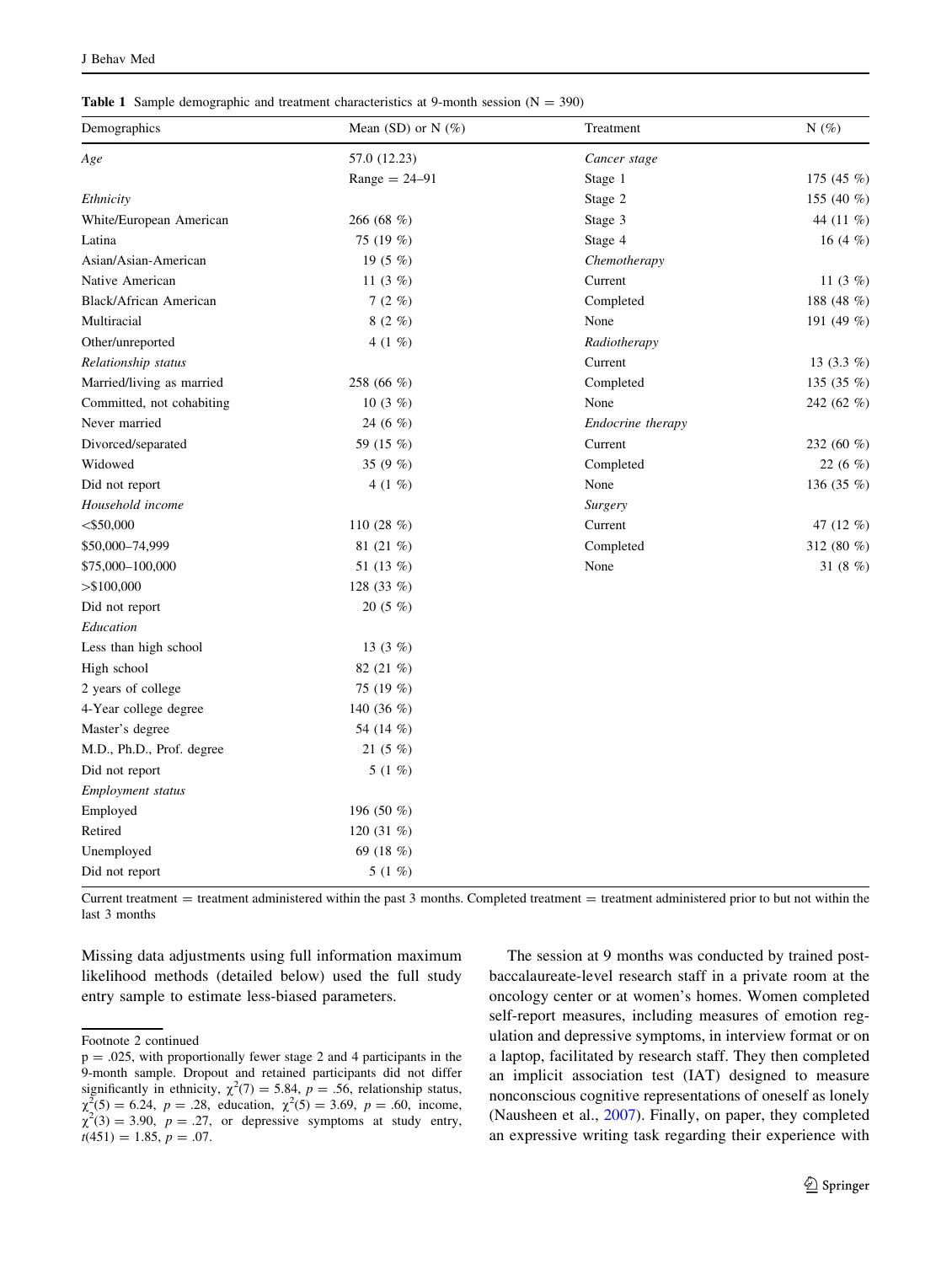**Table 1** Sample demographic and treatment characteristics at 9-month session (N = 390)

| Demographics | Mean (SD) or N (%) | Treatment | N (%) |
|---|---|---|---|
| *Age* | 57.0 (12.23) | *Cancer stage* | |
| | Range = 24–91 | Stage 1 | 175 (45 %) |
| *Ethnicity* | | Stage 2 | 155 (40 %) |
| White/European American | 266 (68 %) | Stage 3 | 44 (11 %) |
| Latina | 75 (19 %) | Stage 4 | 16 (4 %) |
| Asian/Asian-American | 19 (5 %) | *Chemotherapy* | |
| Native American | 11 (3 %) | Current | 11 (3 %) |
| Black/African American | 7 (2 %) | Completed | 188 (48 %) |
| Multiracial | 8 (2 %) | None | 191 (49 %) |
| Other/unreported | 4 (1 %) | *Radiotherapy* | |
| *Relationship status* | | Current | 13 (3.3 %) |
| Married/living as married | 258 (66 %) | Completed | 135 (35 %) |
| Committed, not cohabiting | 10 (3 %) | None | 242 (62 %) |
| Never married | 24 (6 %) | *Endocrine therapy* | |
| Divorced/separated | 59 (15 %) | Current | 232 (60 %) |
| Widowed | 35 (9 %) | Completed | 22 (6 %) |
| Did not report | 4 (1 %) | None | 136 (35 %) |
| *Household income* | | *Surgery* | |
| <$50,000 | 110 (28 %) | Current | 47 (12 %) |
| $50,000–74,999 | 81 (21 %) | Completed | 312 (80 %) |
| $75,000–100,000 | 51 (13 %) | None | 31 (8 %) |
| >$100,000 | 128 (33 %) | | |
| Did not report | 20 (5 %) | | |
| *Education* | | | |
| Less than high school | 13 (3 %) | | |
| High school | 82 (21 %) | | |
| 2 years of college | 75 (19 %) | | |
| 4-Year college degree | 140 (36 %) | | |
| Master's degree | 54 (14 %) | | |
| M.D., Ph.D., Prof. degree | 21 (5 %) | | |
| Did not report | 5 (1 %) | | |
| *Employment status* | | | |
| Employed | 196 (50 %) | | |
| Retired | 120 (31 %) | | |
| Unemployed | 69 (18 %) | | |
| Did not report | 5 (1 %) | | |

Current treatment = treatment administered within the past 3 months. Completed treatment = treatment administered prior to but not within the last 3 months

Missing data adjustments using full information maximum likelihood methods (detailed below) used the full study entry sample to estimate less-biased parameters.

The session at 9 months was conducted by trained post-baccalaureate-level research staff in a private room at the oncology center or at women's homes. Women completed self-report measures, including measures of emotion regulation and depressive symptoms, in interview format or on a laptop, facilitated by research staff. They then completed an implicit association test (IAT) designed to measure nonconscious cognitive representations of oneself as lonely (Nausheen et al., 2007). Finally, on paper, they completed an expressive writing task regarding their experience with

Footnote 2 continued

$p = .025$, with proportionally fewer stage 2 and 4 participants in the 9-month sample. Dropout and retained participants did not differ significantly in ethnicity, $\chi^2(7) = 5.84$, $p = .56$, relationship status, $\chi^2(5) = 6.24$, $p = .28$, education, $\chi^2(5) = 3.69$, $p = .60$, income, $\chi^2(3) = 3.90$, $p = .27$, or depressive symptoms at study entry, $t(451) = 1.85$, $p = .07$.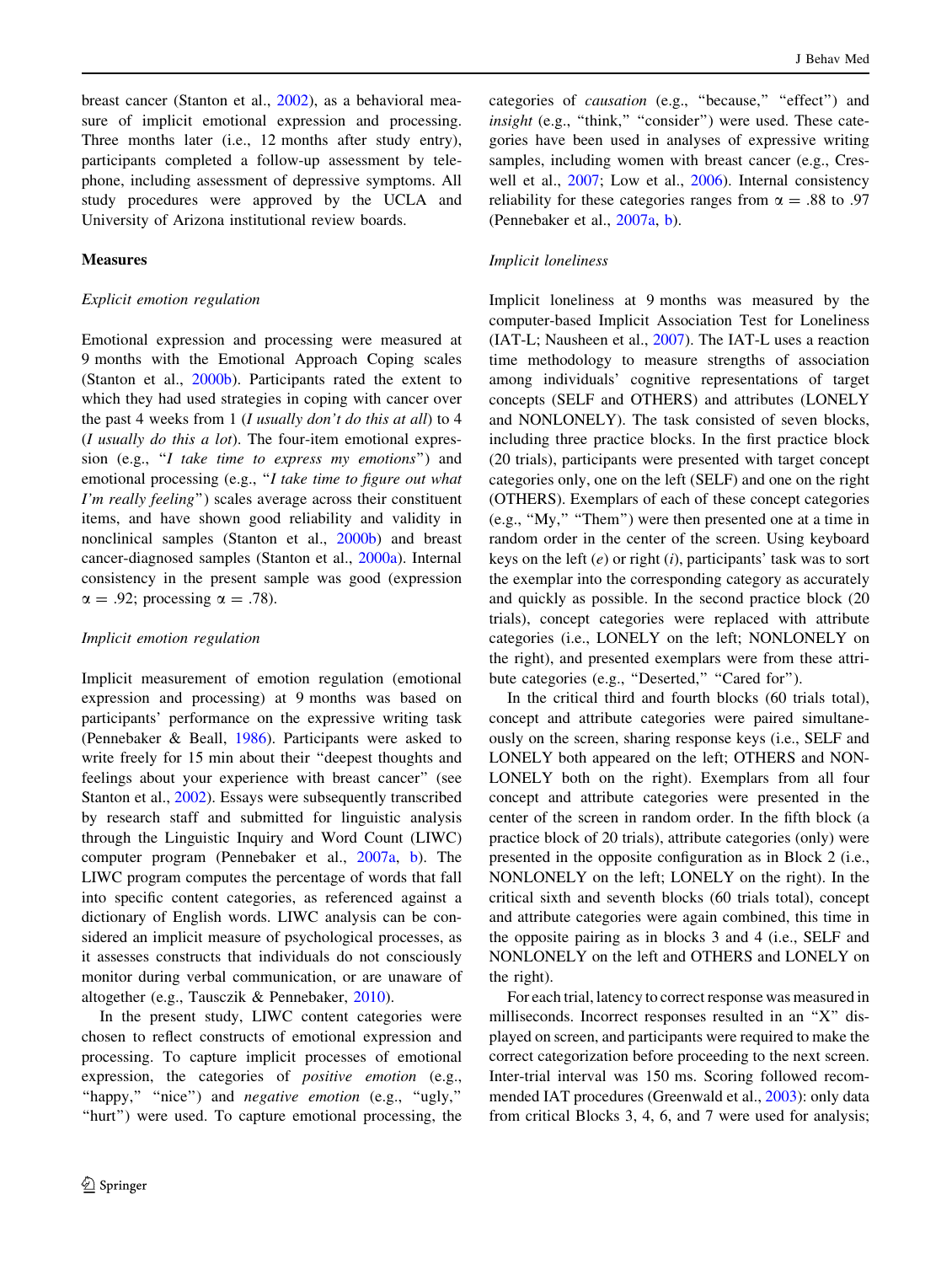breast cancer (Stanton et al., 2002), as a behavioral measure of implicit emotional expression and processing. Three months later (i.e., 12 months after study entry), participants completed a follow-up assessment by telephone, including assessment of depressive symptoms. All study procedures were approved by the UCLA and University of Arizona institutional review boards.

## Measures

### Explicit emotion regulation

Emotional expression and processing were measured at 9 months with the Emotional Approach Coping scales (Stanton et al., 2000b). Participants rated the extent to which they had used strategies in coping with cancer over the past 4 weeks from 1 (*I usually don't do this at all*) to 4 (*I usually do this a lot*). The four-item emotional expression (e.g., "*I take time to express my emotions*") and emotional processing (e.g., "*I take time to figure out what I'm really feeling*") scales average across their constituent items, and have shown good reliability and validity in nonclinical samples (Stanton et al., 2000b) and breast cancer-diagnosed samples (Stanton et al., 2000a). Internal consistency in the present sample was good (expression $\alpha = .92$; processing $\alpha = .78$).

### Implicit emotion regulation

Implicit measurement of emotion regulation (emotional expression and processing) at 9 months was based on participants' performance on the expressive writing task (Pennebaker & Beall, 1986). Participants were asked to write freely for 15 min about their "deepest thoughts and feelings about your experience with breast cancer" (see Stanton et al., 2002). Essays were subsequently transcribed by research staff and submitted for linguistic analysis through the Linguistic Inquiry and Word Count (LIWC) computer program (Pennebaker et al., 2007a, b). The LIWC program computes the percentage of words that fall into specific content categories, as referenced against a dictionary of English words. LIWC analysis can be considered an implicit measure of psychological processes, as it assesses constructs that individuals do not consciously monitor during verbal communication, or are unaware of altogether (e.g., Tausczik & Pennebaker, 2010).

In the present study, LIWC content categories were chosen to reflect constructs of emotional expression and processing. To capture implicit processes of emotional expression, the categories of *positive emotion* (e.g., "happy," "nice") and *negative emotion* (e.g., "ugly," "hurt") were used. To capture emotional processing, the categories of *causation* (e.g., "because," "effect") and *insight* (e.g., "think," "consider") were used. These categories have been used in analyses of expressive writing samples, including women with breast cancer (e.g., Creswell et al., 2007; Low et al., 2006). Internal consistency reliability for these categories ranges from $\alpha = .88$ to .97 (Pennebaker et al., 2007a, b).

### Implicit loneliness

Implicit loneliness at 9 months was measured by the computer-based Implicit Association Test for Loneliness (IAT-L; Nausheen et al., 2007). The IAT-L uses a reaction time methodology to measure strengths of association among individuals' cognitive representations of target concepts (SELF and OTHERS) and attributes (LONELY and NONLONELY). The task consisted of seven blocks, including three practice blocks. In the first practice block (20 trials), participants were presented with target concept categories only, one on the left (SELF) and one on the right (OTHERS). Exemplars of each of these concept categories (e.g., "My," "Them") were then presented one at a time in random order in the center of the screen. Using keyboard keys on the left (*e*) or right (*i*), participants' task was to sort the exemplar into the corresponding category as accurately and quickly as possible. In the second practice block (20 trials), concept categories were replaced with attribute categories (i.e., LONELY on the left; NONLONELY on the right), and presented exemplars were from these attribute categories (e.g., "Deserted," "Cared for").

In the critical third and fourth blocks (60 trials total), concept and attribute categories were paired simultaneously on the screen, sharing response keys (i.e., SELF and LONELY both appeared on the left; OTHERS and NONLONELY both on the right). Exemplars from all four concept and attribute categories were presented in the center of the screen in random order. In the fifth block (a practice block of 20 trials), attribute categories (only) were presented in the opposite configuration as in Block 2 (i.e., NONLONELY on the left; LONELY on the right). In the critical sixth and seventh blocks (60 trials total), concept and attribute categories were again combined, this time in the opposite pairing as in blocks 3 and 4 (i.e., SELF and NONLONELY on the left and OTHERS and LONELY on the right).

For each trial, latency to correct response was measured in milliseconds. Incorrect responses resulted in an "X" displayed on screen, and participants were required to make the correct categorization before proceeding to the next screen. Inter-trial interval was 150 ms. Scoring followed recommended IAT procedures (Greenwald et al., 2003): only data from critical Blocks 3, 4, 6, and 7 were used for analysis;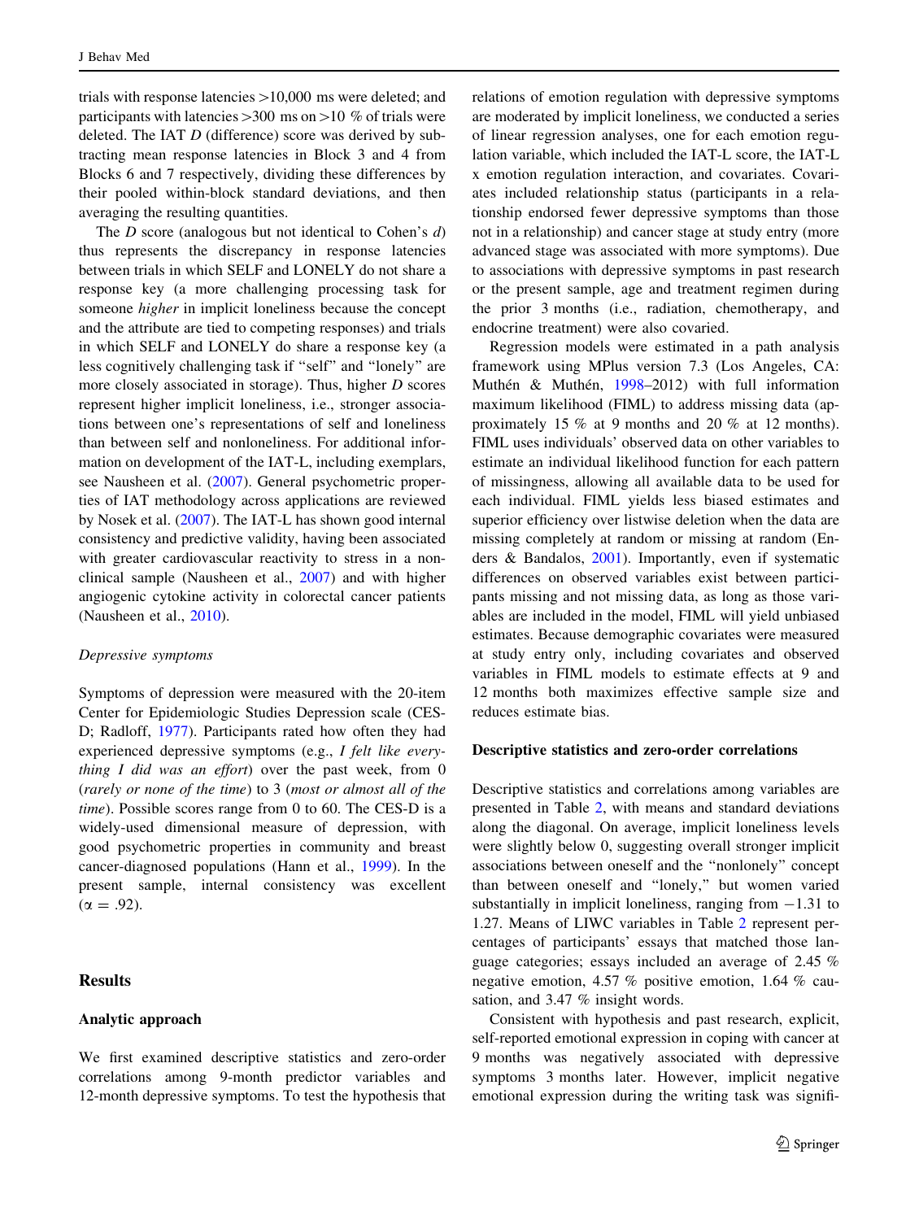trials with response latencies >10,000 ms were deleted; and participants with latencies >300 ms on >10 % of trials were deleted. The IAT *D* (difference) score was derived by subtracting mean response latencies in Block 3 and 4 from Blocks 6 and 7 respectively, dividing these differences by their pooled within-block standard deviations, and then averaging the resulting quantities.

The *D* score (analogous but not identical to Cohen's *d*) thus represents the discrepancy in response latencies between trials in which SELF and LONELY do not share a response key (a more challenging processing task for someone *higher* in implicit loneliness because the concept and the attribute are tied to competing responses) and trials in which SELF and LONELY do share a response key (a less cognitively challenging task if "self" and "lonely" are more closely associated in storage). Thus, higher *D* scores represent higher implicit loneliness, i.e., stronger associations between one's representations of self and loneliness than between self and nonloneliness. For additional information on development of the IAT-L, including exemplars, see Nausheen et al. (2007). General psychometric properties of IAT methodology across applications are reviewed by Nosek et al. (2007). The IAT-L has shown good internal consistency and predictive validity, having been associated with greater cardiovascular reactivity to stress in a nonclinical sample (Nausheen et al., 2007) and with higher angiogenic cytokine activity in colorectal cancer patients (Nausheen et al., 2010).

*Depressive symptoms*

Symptoms of depression were measured with the 20-item Center for Epidemiologic Studies Depression scale (CES-D; Radloff, 1977). Participants rated how often they had experienced depressive symptoms (e.g., *I felt like everything I did was an effort*) over the past week, from 0 (*rarely or none of the time*) to 3 (*most or almost all of the time*). Possible scores range from 0 to 60. The CES-D is a widely-used dimensional measure of depression, with good psychometric properties in community and breast cancer-diagnosed populations (Hann et al., 1999). In the present sample, internal consistency was excellent ($\alpha = .92$).

## Results

### Analytic approach

We first examined descriptive statistics and zero-order correlations among 9-month predictor variables and 12-month depressive symptoms. To test the hypothesis that relations of emotion regulation with depressive symptoms are moderated by implicit loneliness, we conducted a series of linear regression analyses, one for each emotion regulation variable, which included the IAT-L score, the IAT-L x emotion regulation interaction, and covariates. Covariates included relationship status (participants in a relationship endorsed fewer depressive symptoms than those not in a relationship) and cancer stage at study entry (more advanced stage was associated with more symptoms). Due to associations with depressive symptoms in past research or the present sample, age and treatment regimen during the prior 3 months (i.e., radiation, chemotherapy, and endocrine treatment) were also covaried.

Regression models were estimated in a path analysis framework using MPlus version 7.3 (Los Angeles, CA: Muthén & Muthén, 1998–2012) with full information maximum likelihood (FIML) to address missing data (approximately 15 % at 9 months and 20 % at 12 months). FIML uses individuals' observed data on other variables to estimate an individual likelihood function for each pattern of missingness, allowing all available data to be used for each individual. FIML yields less biased estimates and superior efficiency over listwise deletion when the data are missing completely at random or missing at random (Enders & Bandalos, 2001). Importantly, even if systematic differences on observed variables exist between participants missing and not missing data, as long as those variables are included in the model, FIML will yield unbiased estimates. Because demographic covariates were measured at study entry only, including covariates and observed variables in FIML models to estimate effects at 9 and 12 months both maximizes effective sample size and reduces estimate bias.

### Descriptive statistics and zero-order correlations

Descriptive statistics and correlations among variables are presented in Table 2, with means and standard deviations along the diagonal. On average, implicit loneliness levels were slightly below 0, suggesting overall stronger implicit associations between oneself and the "nonlonely" concept than between oneself and "lonely," but women varied substantially in implicit loneliness, ranging from −1.31 to 1.27. Means of LIWC variables in Table 2 represent percentages of participants' essays that matched those language categories; essays included an average of 2.45 % negative emotion, 4.57 % positive emotion, 1.64 % causation, and 3.47 % insight words.

Consistent with hypothesis and past research, explicit, self-reported emotional expression in coping with cancer at 9 months was negatively associated with depressive symptoms 3 months later. However, implicit negative emotional expression during the writing task was signifi-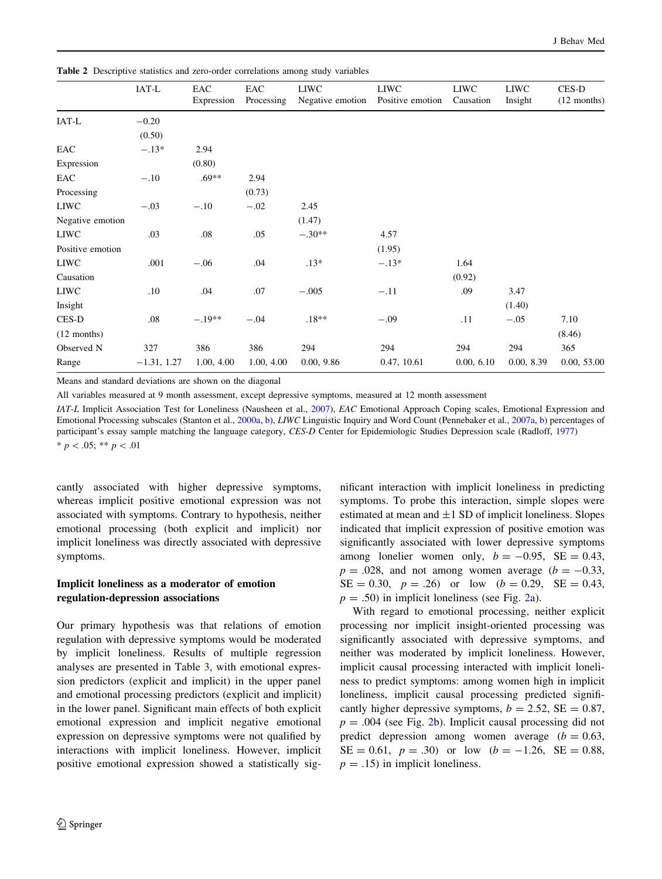**Table 2** Descriptive statistics and zero-order correlations among study variables

| | IAT-L | EAC Expression | EAC Processing | LIWC Negative emotion | LIWC Positive emotion | LIWC Causation | LIWC Insight | CES-D (12 months) |
|---|---|---|---|---|---|---|---|---|
| IAT-L | −0.20 (0.50) | | | | | | | |
| EAC Expression | −.13* | 2.94 (0.80) | | | | | | |
| EAC Processing | −.10 | .69** | 2.94 (0.73) | | | | | |
| LIWC Negative emotion | −.03 | −.10 | −.02 | 2.45 (1.47) | | | | |
| LIWC Positive emotion | .03 | .08 | .05 | −.30** | 4.57 (1.95) | | | |
| LIWC Causation | .001 | −.06 | .04 | .13* | −.13* | 1.64 (0.92) | | |
| LIWC Insight | .10 | .04 | .07 | −.005 | −.11 | .09 | 3.47 (1.40) | |
| CES-D (12 months) | .08 | −.19** | −.04 | .18** | −.09 | .11 | −.05 | 7.10 (8.46) |
| Observed N | 327 | 386 | 386 | 294 | 294 | 294 | 294 | 365 |
| Range | −1.31, 1.27 | 1.00, 4.00 | 1.00, 4.00 | 0.00, 9.86 | 0.47, 10.61 | 0.00, 6.10 | 0.00, 8.39 | 0.00, 53.00 |

Means and standard deviations are shown on the diagonal

All variables measured at 9 month assessment, except depressive symptoms, measured at 12 month assessment

*IAT-L* Implicit Association Test for Loneliness (Nausheen et al., 2007), *EAC* Emotional Approach Coping scales, Emotional Expression and Emotional Processing subscales (Stanton et al., 2000a, b), *LIWC* Linguistic Inquiry and Word Count (Pennebaker et al., 2007a, b) percentages of participant's essay sample matching the language category, *CES-D* Center for Epidemiologic Studies Depression scale (Radloff, 1977)

* $p < .05$; ** $p < .01$

cantly associated with higher depressive symptoms, whereas implicit positive emotional expression was not associated with symptoms. Contrary to hypothesis, neither emotional processing (both explicit and implicit) nor implicit loneliness was directly associated with depressive symptoms.

### Implicit loneliness as a moderator of emotion regulation-depression associations

Our primary hypothesis was that relations of emotion regulation with depressive symptoms would be moderated by implicit loneliness. Results of multiple regression analyses are presented in Table 3, with emotional expression predictors (explicit and implicit) in the upper panel and emotional processing predictors (explicit and implicit) in the lower panel. Significant main effects of both explicit emotional expression and implicit negative emotional expression on depressive symptoms were not qualified by interactions with implicit loneliness. However, implicit positive emotional expression showed a statistically significant interaction with implicit loneliness in predicting symptoms. To probe this interaction, simple slopes were estimated at mean and ±1 SD of implicit loneliness. Slopes indicated that implicit expression of positive emotion was significantly associated with lower depressive symptoms among lonelier women only, $b = -0.95$, $SE = 0.43$, $p = .028$, and not among women average ($b = -0.33$, $SE = 0.30$, $p = .26$) or low ($b = 0.29$, $SE = 0.43$, $p = .50$) in implicit loneliness (see Fig. 2a).

With regard to emotional processing, neither explicit processing nor implicit insight-oriented processing was significantly associated with depressive symptoms, and neither was moderated by implicit loneliness. However, implicit causal processing interacted with implicit loneliness to predict symptoms: among women high in implicit loneliness, implicit causal processing predicted significantly higher depressive symptoms, $b = 2.52$, $SE = 0.87$, $p = .004$ (see Fig. 2b). Implicit causal processing did not predict depression among women average ($b = 0.63$, $SE = 0.61$, $p = .30$) or low ($b = -1.26$, $SE = 0.88$, $p = .15$) in implicit loneliness.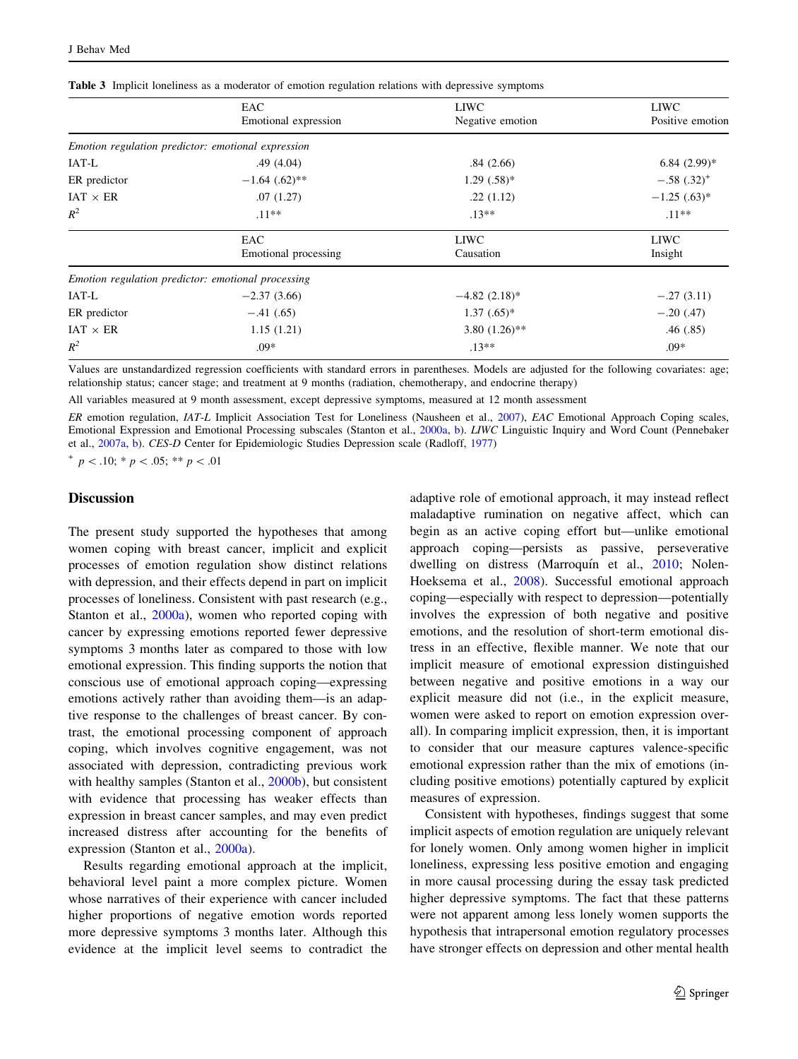**Table 3** Implicit loneliness as a moderator of emotion regulation relations with depressive symptoms

| | EAC Emotional expression | LIWC Negative emotion | LIWC Positive emotion |
|---|---|---|---|
| *Emotion regulation predictor: emotional expression* | | | |
| IAT-L | .49 (4.04) | .84 (2.66) | 6.84 (2.99)* |
| ER predictor | −1.64 (.62)** | 1.29 (.58)* | −.58 (.32)$^+$ |
| IAT × ER | .07 (1.27) | .22 (1.12) | −1.25 (.63)* |
| $R^2$ | .11** | .13** | .11** |
| | **EAC Emotional processing** | **LIWC Causation** | **LIWC Insight** |
| *Emotion regulation predictor: emotional processing* | | | |
| IAT-L | −2.37 (3.66) | −4.82 (2.18)* | −.27 (3.11) |
| ER predictor | −.41 (.65) | 1.37 (.65)* | −.20 (.47) |
| IAT × ER | 1.15 (1.21) | 3.80 (1.26)** | .46 (.85) |
| $R^2$ | .09* | .13** | .09* |

Values are unstandardized regression coefficients with standard errors in parentheses. Models are adjusted for the following covariates: age; relationship status; cancer stage; and treatment at 9 months (radiation, chemotherapy, and endocrine therapy)

All variables measured at 9 month assessment, except depressive symptoms, measured at 12 month assessment

*ER* emotion regulation, *IAT-L* Implicit Association Test for Loneliness (Nausheen et al., 2007), *EAC* Emotional Approach Coping scales, Emotional Expression and Emotional Processing subscales (Stanton et al., 2000a, b). *LIWC* Linguistic Inquiry and Word Count (Pennebaker et al., 2007a, b). *CES-D* Center for Epidemiologic Studies Depression scale (Radloff, 1977)

$^+$ $p < .10$; * $p < .05$; ** $p < .01$

## Discussion

The present study supported the hypotheses that among women coping with breast cancer, implicit and explicit processes of emotion regulation show distinct relations with depression, and their effects depend in part on implicit processes of loneliness. Consistent with past research (e.g., Stanton et al., 2000a), women who reported coping with cancer by expressing emotions reported fewer depressive symptoms 3 months later as compared to those with low emotional expression. This finding supports the notion that conscious use of emotional approach coping—expressing emotions actively rather than avoiding them—is an adaptive response to the challenges of breast cancer. By contrast, the emotional processing component of approach coping, which involves cognitive engagement, was not associated with depression, contradicting previous work with healthy samples (Stanton et al., 2000b), but consistent with evidence that processing has weaker effects than expression in breast cancer samples, and may even predict increased distress after accounting for the benefits of expression (Stanton et al., 2000a).

Results regarding emotional approach at the implicit, behavioral level paint a more complex picture. Women whose narratives of their experience with cancer included higher proportions of negative emotion words reported more depressive symptoms 3 months later. Although this evidence at the implicit level seems to contradict the adaptive role of emotional approach, it may instead reflect maladaptive rumination on negative affect, which can begin as an active coping effort but—unlike emotional approach coping—persists as passive, perseverative dwelling on distress (Marroquín et al., 2010; Nolen-Hoeksema et al., 2008). Successful emotional approach coping—especially with respect to depression—potentially involves the expression of both negative and positive emotions, and the resolution of short-term emotional distress in an effective, flexible manner. We note that our implicit measure of emotional expression distinguished between negative and positive emotions in a way our explicit measure did not (i.e., in the explicit measure, women were asked to report on emotion expression overall). In comparing implicit expression, then, it is important to consider that our measure captures valence-specific emotional expression rather than the mix of emotions (including positive emotions) potentially captured by explicit measures of expression.

Consistent with hypotheses, findings suggest that some implicit aspects of emotion regulation are uniquely relevant for lonely women. Only among women higher in implicit loneliness, expressing less positive emotion and engaging in more causal processing during the essay task predicted higher depressive symptoms. The fact that these patterns were not apparent among less lonely women supports the hypothesis that intrapersonal emotion regulatory processes have stronger effects on depression and other mental health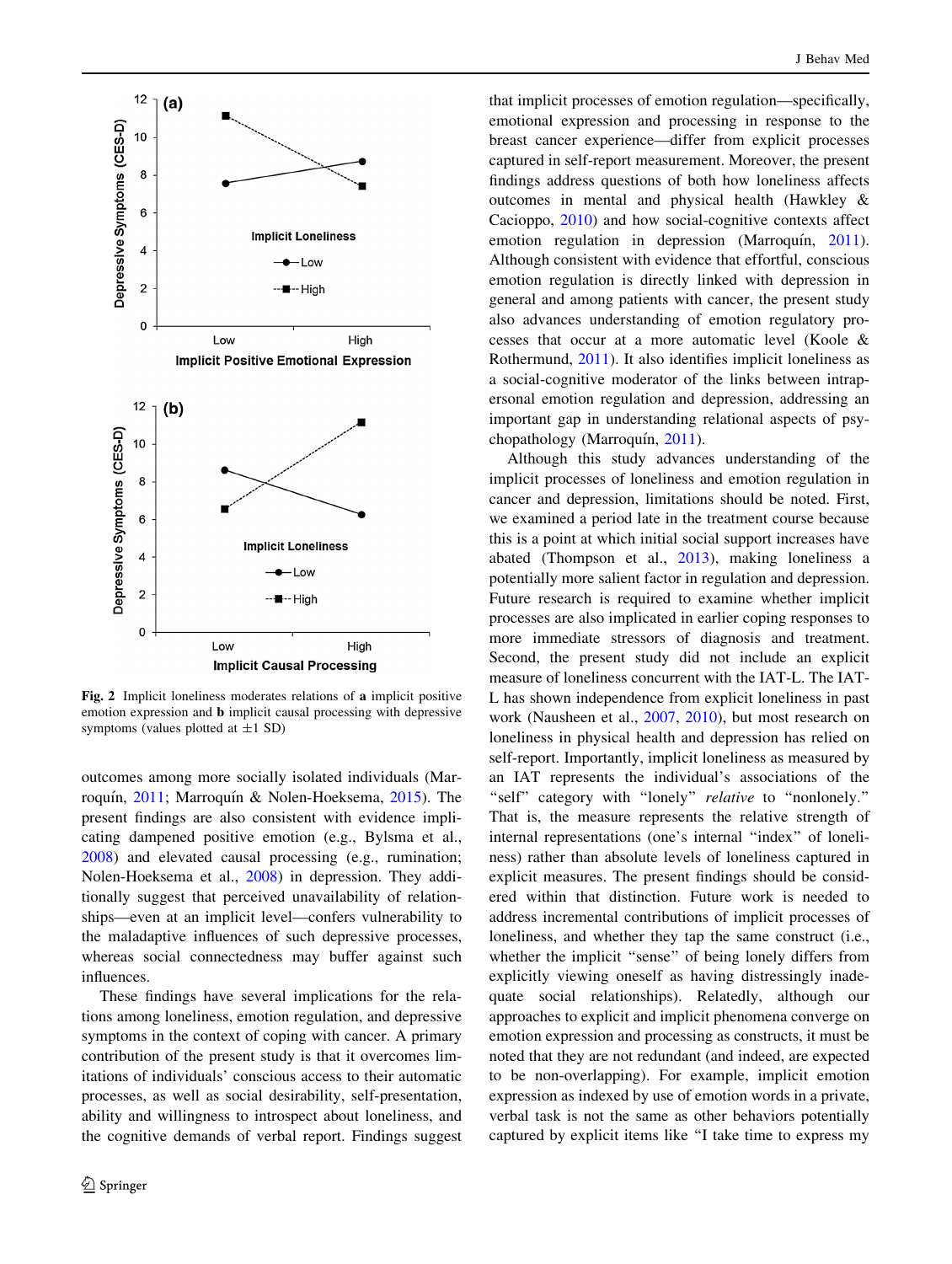Fig. 2 Implicit loneliness moderates relations of **a** implicit positive emotion expression and **b** implicit causal processing with depressive symptoms (values plotted at ±1 SD)

outcomes among more socially isolated individuals (Marroquín, 2011; Marroquín & Nolen-Hoeksema, 2015). The present findings are also consistent with evidence implicating dampened positive emotion (e.g., Bylsma et al., 2008) and elevated causal processing (e.g., rumination; Nolen-Hoeksema et al., 2008) in depression. They additionally suggest that perceived unavailability of relationships—even at an implicit level—confers vulnerability to the maladaptive influences of such depressive processes, whereas social connectedness may buffer against such influences.

These findings have several implications for the relations among loneliness, emotion regulation, and depressive symptoms in the context of coping with cancer. A primary contribution of the present study is that it overcomes limitations of individuals' conscious access to their automatic processes, as well as social desirability, self-presentation, ability and willingness to introspect about loneliness, and the cognitive demands of verbal report. Findings suggest that implicit processes of emotion regulation—specifically, emotional expression and processing in response to the breast cancer experience—differ from explicit processes captured in self-report measurement. Moreover, the present findings address questions of both how loneliness affects outcomes in mental and physical health (Hawkley & Cacioppo, 2010) and how social-cognitive contexts affect emotion regulation in depression (Marroquín, 2011). Although consistent with evidence that effortful, conscious emotion regulation is directly linked with depression in general and among patients with cancer, the present study also advances understanding of emotion regulatory processes that occur at a more automatic level (Koole & Rothermund, 2011). It also identifies implicit loneliness as a social-cognitive moderator of the links between intrapersonal emotion regulation and depression, addressing an important gap in understanding relational aspects of psychopathology (Marroquín, 2011).

Although this study advances understanding of the implicit processes of loneliness and emotion regulation in cancer and depression, limitations should be noted. First, we examined a period late in the treatment course because this is a point at which initial social support increases have abated (Thompson et al., 2013), making loneliness a potentially more salient factor in regulation and depression. Future research is required to examine whether implicit processes are also implicated in earlier coping responses to more immediate stressors of diagnosis and treatment. Second, the present study did not include an explicit measure of loneliness concurrent with the IAT-L. The IAT-L has shown independence from explicit loneliness in past work (Nausheen et al., 2007, 2010), but most research on loneliness in physical health and depression has relied on self-report. Importantly, implicit loneliness as measured by an IAT represents the individual's associations of the "self" category with "lonely" *relative* to "nonlonely." That is, the measure represents the relative strength of internal representations (one's internal "index" of loneliness) rather than absolute levels of loneliness captured in explicit measures. The present findings should be considered within that distinction. Future work is needed to address incremental contributions of implicit processes of loneliness, and whether they tap the same construct (i.e., whether the implicit "sense" of being lonely differs from explicitly viewing oneself as having distressingly inadequate social relationships). Relatedly, although our approaches to explicit and implicit phenomena converge on emotion expression and processing as constructs, it must be noted that they are not redundant (and indeed, are expected to be non-overlapping). For example, implicit emotion expression as indexed by use of emotion words in a private, verbal task is not the same as other behaviors potentially captured by explicit items like "I take time to express my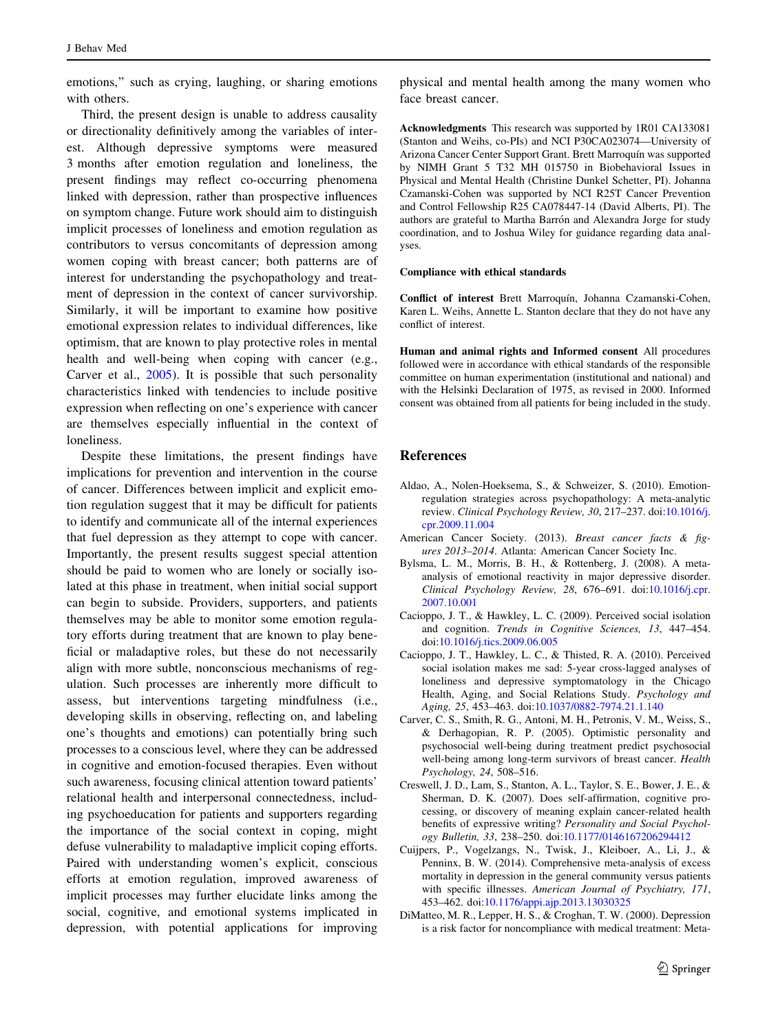emotions," such as crying, laughing, or sharing emotions with others.

Third, the present design is unable to address causality or directionality definitively among the variables of interest. Although depressive symptoms were measured 3 months after emotion regulation and loneliness, the present findings may reflect co-occurring phenomena linked with depression, rather than prospective influences on symptom change. Future work should aim to distinguish implicit processes of loneliness and emotion regulation as contributors to versus concomitants of depression among women coping with breast cancer; both patterns are of interest for understanding the psychopathology and treatment of depression in the context of cancer survivorship. Similarly, it will be important to examine how positive emotional expression relates to individual differences, like optimism, that are known to play protective roles in mental health and well-being when coping with cancer (e.g., Carver et al., 2005). It is possible that such personality characteristics linked with tendencies to include positive expression when reflecting on one's experience with cancer are themselves especially influential in the context of loneliness.

Despite these limitations, the present findings have implications for prevention and intervention in the course of cancer. Differences between implicit and explicit emotion regulation suggest that it may be difficult for patients to identify and communicate all of the internal experiences that fuel depression as they attempt to cope with cancer. Importantly, the present results suggest special attention should be paid to women who are lonely or socially isolated at this phase in treatment, when initial social support can begin to subside. Providers, supporters, and patients themselves may be able to monitor some emotion regulatory efforts during treatment that are known to play beneficial or maladaptive roles, but these do not necessarily align with more subtle, nonconscious mechanisms of regulation. Such processes are inherently more difficult to assess, but interventions targeting mindfulness (i.e., developing skills in observing, reflecting on, and labeling one's thoughts and emotions) can potentially bring such processes to a conscious level, where they can be addressed in cognitive and emotion-focused therapies. Even without such awareness, focusing clinical attention toward patients' relational health and interpersonal connectedness, including psychoeducation for patients and supporters regarding the importance of the social context in coping, might defuse vulnerability to maladaptive implicit coping efforts. Paired with understanding women's explicit, conscious efforts at emotion regulation, improved awareness of implicit processes may further elucidate links among the social, cognitive, and emotional systems implicated in depression, with potential applications for improving physical and mental health among the many women who face breast cancer.

**Acknowledgments** This research was supported by 1R01 CA133081 (Stanton and Weihs, co-PIs) and NCI P30CA023074—University of Arizona Cancer Center Support Grant. Brett Marroquín was supported by NIMH Grant 5 T32 MH 015750 in Biobehavioral Issues in Physical and Mental Health (Christine Dunkel Schetter, PI). Johanna Czamanski-Cohen was supported by NCI R25T Cancer Prevention and Control Fellowship R25 CA078447-14 (David Alberts, PI). The authors are grateful to Martha Barrón and Alexandra Jorge for study coordination, and to Joshua Wiley for guidance regarding data analyses.

**Compliance with ethical standards**

**Conflict of interest** Brett Marroquín, Johanna Czamanski-Cohen, Karen L. Weihs, Annette L. Stanton declare that they do not have any conflict of interest.

**Human and animal rights and Informed consent** All procedures followed were in accordance with ethical standards of the responsible committee on human experimentation (institutional and national) and with the Helsinki Declaration of 1975, as revised in 2000. Informed consent was obtained from all patients for being included in the study.

## References

Aldao, A., Nolen-Hoeksema, S., & Schweizer, S. (2010). Emotion-regulation strategies across psychopathology: A meta-analytic review. *Clinical Psychology Review, 30*, 217–237. doi:10.1016/j.cpr.2009.11.004

American Cancer Society. (2013). *Breast cancer facts & figures 2013–2014*. Atlanta: American Cancer Society Inc.

Bylsma, L. M., Morris, B. H., & Rottenberg, J. (2008). A meta-analysis of emotional reactivity in major depressive disorder. *Clinical Psychology Review, 28*, 676–691. doi:10.1016/j.cpr.2007.10.001

Cacioppo, J. T., & Hawkley, L. C. (2009). Perceived social isolation and cognition. *Trends in Cognitive Sciences, 13*, 447–454. doi:10.1016/j.tics.2009.06.005

Cacioppo, J. T., Hawkley, L. C., & Thisted, R. A. (2010). Perceived social isolation makes me sad: 5-year cross-lagged analyses of loneliness and depressive symptomatology in the Chicago Health, Aging, and Social Relations Study. *Psychology and Aging, 25*, 453–463. doi:10.1037/0882-7974.21.1.140

Carver, C. S., Smith, R. G., Antoni, M. H., Petronis, V. M., Weiss, S., & Derhagopian, R. P. (2005). Optimistic personality and psychosocial well-being during treatment predict psychosocial well-being among long-term survivors of breast cancer. *Health Psychology, 24*, 508–516.

Creswell, J. D., Lam, S., Stanton, A. L., Taylor, S. E., Bower, J. E., & Sherman, D. K. (2007). Does self-affirmation, cognitive processing, or discovery of meaning explain cancer-related health benefits of expressive writing? *Personality and Social Psychology Bulletin, 33*, 238–250. doi:10.1177/0146167206294412

Cuijpers, P., Vogelzangs, N., Twisk, J., Kleiboer, A., Li, J., & Penninx, B. W. (2014). Comprehensive meta-analysis of excess mortality in depression in the general community versus patients with specific illnesses. *American Journal of Psychiatry, 171*, 453–462. doi:10.1176/appi.ajp.2013.13030325

DiMatteo, M. R., Lepper, H. S., & Croghan, T. W. (2000). Depression is a risk factor for noncompliance with medical treatment: Meta-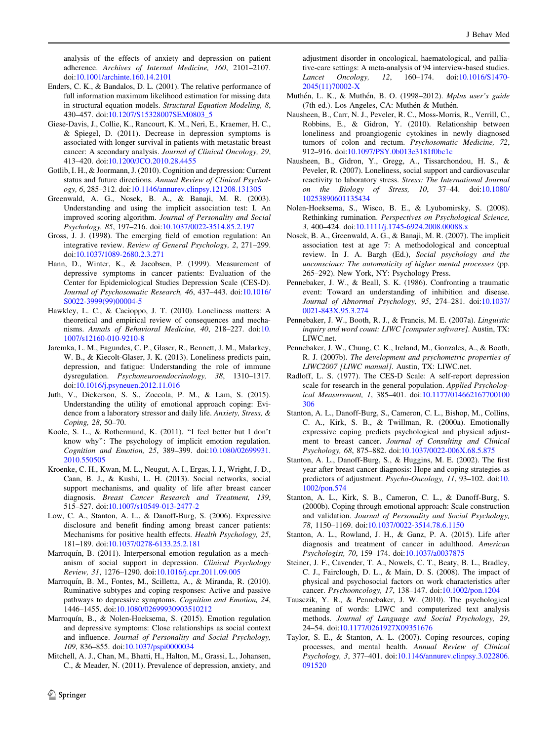analysis of the effects of anxiety and depression on patient adherence. *Archives of Internal Medicine, 160*, 2101–2107. doi:10.1001/archinte.160.14.2101

Enders, C. K., & Bandalos, D. L. (2001). The relative performance of full information maximum likelihood estimation for missing data in structural equation models. *Structural Equation Modeling, 8*, 430–457. doi:10.1207/S15328007SEM0803_5

Giese-Davis, J., Collie, K., Rancourt, K. M., Neri, E., Kraemer, H. C., & Spiegel, D. (2011). Decrease in depression symptoms is associated with longer survival in patients with metastatic breast cancer: A secondary analysis. *Journal of Clinical Oncology, 29*, 413–420. doi:10.1200/JCO.2010.28.4455

Gotlib, I. H., & Joormann, J. (2010). Cognition and depression: Current status and future directions. *Annual Review of Clinical Psychology, 6*, 285–312. doi:10.1146/annurev.clinpsy.121208.131305

Greenwald, A. G., Nosek, B. A., & Banaji, M. R. (2003). Understanding and using the implicit association test: I. An improved scoring algorithm. *Journal of Personality and Social Psychology, 85*, 197–216. doi:10.1037/0022-3514.85.2.197

Gross, J. J. (1998). The emerging field of emotion regulation: An integrative review. *Review of General Psychology, 2*, 271–299. doi:10.1037/1089-2680.2.3.271

Hann, D., Winter, K., & Jacobsen, P. (1999). Measurement of depressive symptoms in cancer patients: Evaluation of the Center for Epidemiological Studies Depression Scale (CES-D). *Journal of Psychosomatic Research, 46*, 437–443. doi:10.1016/S0022-3999(99)00004-5

Hawkley, L. C., & Cacioppo, J. T. (2010). Loneliness matters: A theoretical and empirical review of consequences and mechanisms. *Annals of Behavioral Medicine, 40*, 218–227. doi:10.1007/s12160-010-9210-8

Jaremka, L. M., Fagundes, C. P., Glaser, R., Bennett, J. M., Malarkey, W. B., & Kiecolt-Glaser, J. K. (2013). Loneliness predicts pain, depression, and fatigue: Understanding the role of immune dysregulation. *Psychoneuroendocrinology, 38*, 1310–1317. doi:10.1016/j.psyneuen.2012.11.016

Juth, V., Dickerson, S. S., Zoccola, P. M., & Lam, S. (2015). Understanding the utility of emotional approach coping: Evidence from a laboratory stressor and daily life. *Anxiety, Stress, & Coping, 28*, 50–70.

Koole, S. L., & Rothermund, K. (2011). "I feel better but I don't know why": The psychology of implicit emotion regulation. *Cognition and Emotion, 25*, 389–399. doi:10.1080/02699931.2010.550505

Kroenke, C. H., Kwan, M. L., Neugut, A. I., Ergas, I. J., Wright, J. D., Caan, B. J., & Kushi, L. H. (2013). Social networks, social support mechanisms, and quality of life after breast cancer diagnosis. *Breast Cancer Research and Treatment, 139*, 515–527. doi:10.1007/s10549-013-2477-2

Low, C. A., Stanton, A. L., & Danoff-Burg, S. (2006). Expressive disclosure and benefit finding among breast cancer patients: Mechanisms for positive health effects. *Health Psychology, 25*, 181–189. doi:10.1037/0278-6133.25.2.181

Marroquín, B. (2011). Interpersonal emotion regulation as a mechanism of social support in depression. *Clinical Psychology Review, 31*, 1276–1290. doi:10.1016/j.cpr.2011.09.005

Marroquín, B. M., Fontes, M., Scilletta, A., & Miranda, R. (2010). Ruminative subtypes and coping responses: Active and passive pathways to depressive symptoms. *Cognition and Emotion, 24*, 1446–1455. doi:10.1080/02699930903510212

Marroquín, B., & Nolen-Hoeksema, S. (2015). Emotion regulation and depressive symptoms: Close relationships as social context and influence. *Journal of Personality and Social Psychology, 109*, 836–855. doi:10.1037/pspi0000034

Mitchell, A. J., Chan, M., Bhatti, H., Halton, M., Grassi, L., Johansen, C., & Meader, N. (2011). Prevalence of depression, anxiety, and adjustment disorder in oncological, haematological, and palliative-care settings: A meta-analysis of 94 interview-based studies. *Lancet Oncology, 12*, 160–174. doi:10.1016/S1470-2045(11)70002-X

Muthén, L. K., & Muthén, B. O. (1998–2012). *Mplus user's guide* (7th ed.). Los Angeles, CA: Muthén & Muthén.

Nausheen, B., Carr, N. J., Peveler, R. C., Moss-Morris, R., Verrill, C., Robbins, E., & Gidron, Y. (2010). Relationship between loneliness and proangiogenic cytokines in newly diagnosed tumors of colon and rectum. *Psychosomatic Medicine, 72*, 912–916. doi:10.1097/PSY.0b013e3181f0bc1c

Nausheen, B., Gidron, Y., Gregg, A., Tissarchondou, H. S., & Peveler, R. (2007). Loneliness, social support and cardiovascular reactivity to laboratory stress. *Stress: The International Journal on the Biology of Stress, 10*, 37–44. doi:10.1080/10253890601135434

Nolen-Hoeksema, S., Wisco, B. E., & Lyubomirsky, S. (2008). Rethinking rumination. *Perspectives on Psychological Science, 3*, 400–424. doi:10.1111/j.1745-6924.2008.00088.x

Nosek, B. A., Greenwald, A. G., & Banaji, M. R. (2007). The implicit association test at age 7: A methodological and conceptual review. In J. A. Bargh (Ed.), *Social psychology and the unconscious: The automaticity of higher mental processes* (pp. 265–292). New York, NY: Psychology Press.

Pennebaker, J. W., & Beall, S. K. (1986). Confronting a traumatic event: Toward an understanding of inhibition and disease. *Journal of Abnormal Psychology, 95*, 274–281. doi:10.1037/0021-843X.95.3.274

Pennebaker, J. W., Booth, R. J., & Francis, M. E. (2007a). *Linguistic inquiry and word count: LIWC [computer software]*. Austin, TX: LIWC.net.

Pennebaker, J. W., Chung, C. K., Ireland, M., Gonzales, A., & Booth, R. J. (2007b). *The development and psychometric properties of LIWC2007 [LIWC manual]*. Austin, TX: LIWC.net.

Radloff, L. S. (1977). The CES-D Scale: A self-report depression scale for research in the general population. *Applied Psychological Measurement, 1*, 385–401. doi:10.1177/014662167700100306

Stanton, A. L., Danoff-Burg, S., Cameron, C. L., Bishop, M., Collins, C. A., Kirk, S. B., & Twillman, R. (2000a). Emotionally expressive coping predicts psychological and physical adjustment to breast cancer. *Journal of Consulting and Clinical Psychology, 68*, 875–882. doi:10.1037/0022-006X.68.5.875

Stanton, A. L., Danoff-Burg, S., & Huggins, M. E. (2002). The first year after breast cancer diagnosis: Hope and coping strategies as predictors of adjustment. *Psycho-Oncology, 11*, 93–102. doi:10.1002/pon.574

Stanton, A. L., Kirk, S. B., Cameron, C. L., & Danoff-Burg, S. (2000b). Coping through emotional approach: Scale construction and validation. *Journal of Personality and Social Psychology, 78*, 1150–1169. doi:10.1037/0022-3514.78.6.1150

Stanton, A. L., Rowland, J. H., & Ganz, P. A. (2015). Life after diagnosis and treatment of cancer in adulthood. *American Psychologist, 70*, 159–174. doi:10.1037/a0037875

Steiner, J. F., Cavender, T. A., Nowels, C. T., Beaty, B. L., Bradley, C. J., Fairclough, D. L., & Main, D. S. (2008). The impact of physical and psychosocial factors on work characteristics after cancer. *Psychooncology, 17*, 138–147. doi:10.1002/pon.1204

Tausczik, Y. R., & Pennebaker, J. W. (2010). The psychological meaning of words: LIWC and computerized text analysis methods. *Journal of Language and Social Psychology, 29*, 24–54. doi:10.1177/0261927X09351676

Taylor, S. E., & Stanton, A. L. (2007). Coping resources, coping processes, and mental health. *Annual Review of Clinical Psychology, 3*, 377–401. doi:10.1146/annurev.clinpsy.3.022806.091520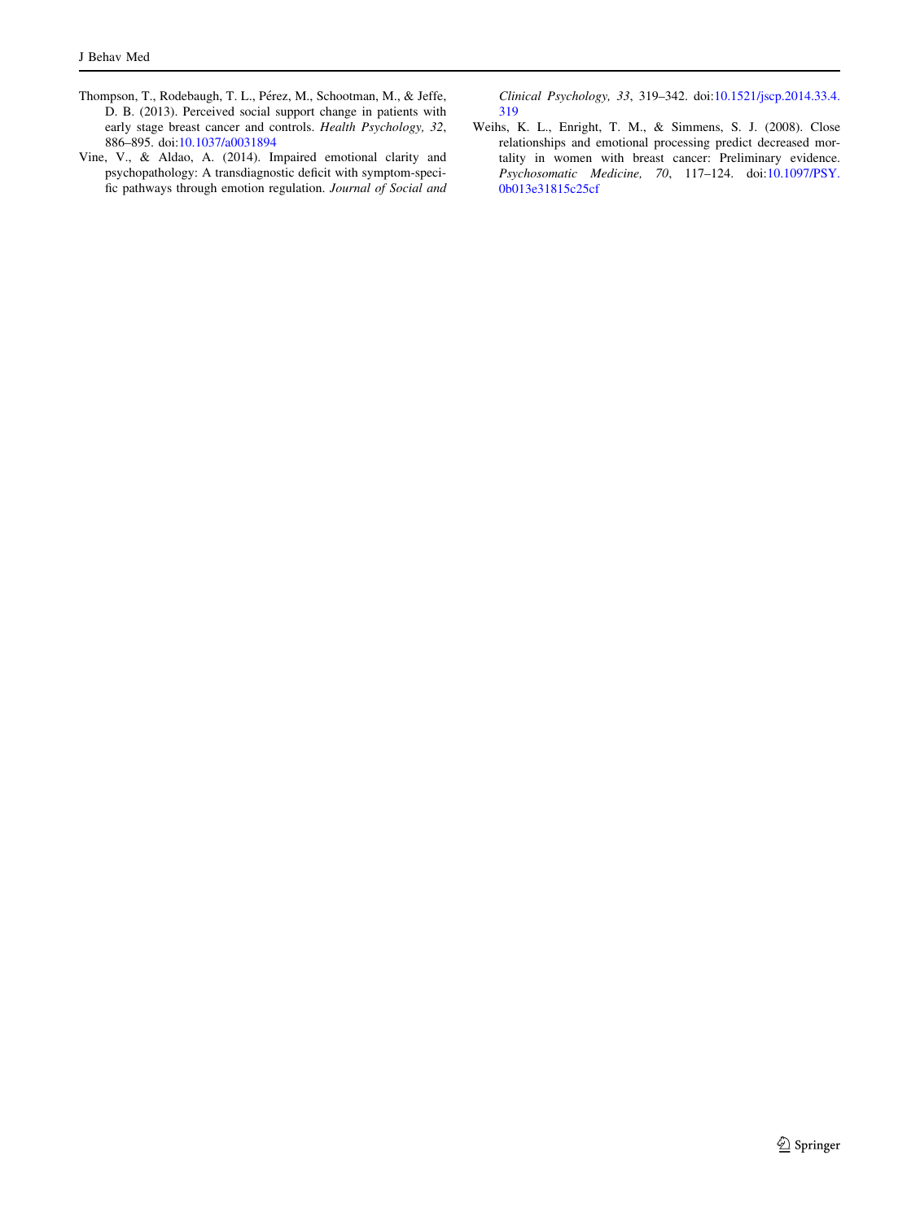Thompson, T., Rodebaugh, T. L., Pérez, M., Schootman, M., & Jeffe, D. B. (2013). Perceived social support change in patients with early stage breast cancer and controls. *Health Psychology, 32*, 886–895. doi:10.1037/a0031894

Vine, V., & Aldao, A. (2014). Impaired emotional clarity and psychopathology: A transdiagnostic deficit with symptom-specific pathways through emotion regulation. *Journal of Social and Clinical Psychology, 33*, 319–342. doi:10.1521/jscp.2014.33.4.319

Weihs, K. L., Enright, T. M., & Simmens, S. J. (2008). Close relationships and emotional processing predict decreased mortality in women with breast cancer: Preliminary evidence. *Psychosomatic Medicine, 70*, 117–124. doi:10.1097/PSY.0b013e31815c25cf